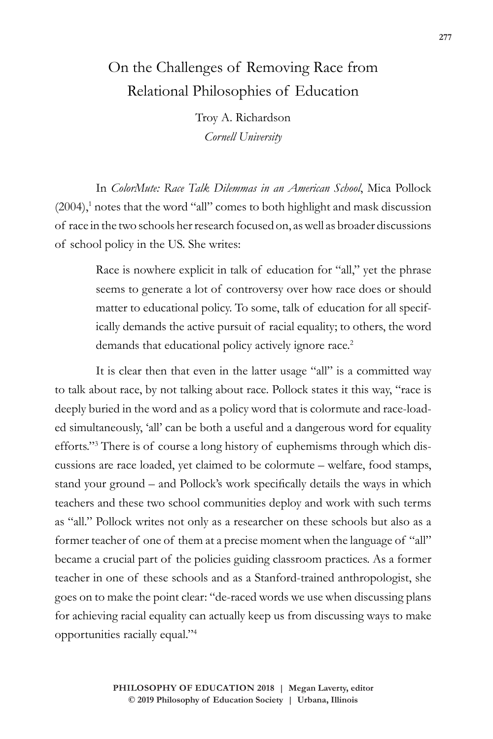# On the Challenges of Removing Race from Relational Philosophies of Education

Troy A. Richardson
*Cornell University*

In *ColorMute: Race Talk Dilemmas in an American School*, Mica Pollock (2004),[1] notes that the word "all" comes to both highlight and mask discussion of race in the two schools her research focused on, as well as broader discussions of school policy in the US. She writes:

> Race is nowhere explicit in talk of education for "all," yet the phrase seems to generate a lot of controversy over how race does or should matter to educational policy. To some, talk of education for all specifically demands the active pursuit of racial equality; to others, the word demands that educational policy actively ignore race.[2]

It is clear then that even in the latter usage "all" is a committed way to talk about race, by not talking about race. Pollock states it this way, "race is deeply buried in the word and as a policy word that is colormute and race-loaded simultaneously, 'all' can be both a useful and a dangerous word for equality efforts."[3] There is of course a long history of euphemisms through which discussions are race loaded, yet claimed to be colormute – welfare, food stamps, stand your ground – and Pollock's work specifically details the ways in which teachers and these two school communities deploy and work with such terms as "all." Pollock writes not only as a researcher on these schools but also as a former teacher of one of them at a precise moment when the language of "all" became a crucial part of the policies guiding classroom practices. As a former teacher in one of these schools and as a Stanford-trained anthropologist, she goes on to make the point clear: "de-raced words we use when discussing plans for achieving racial equality can actually keep us from discussing ways to make opportunities racially equal."[4]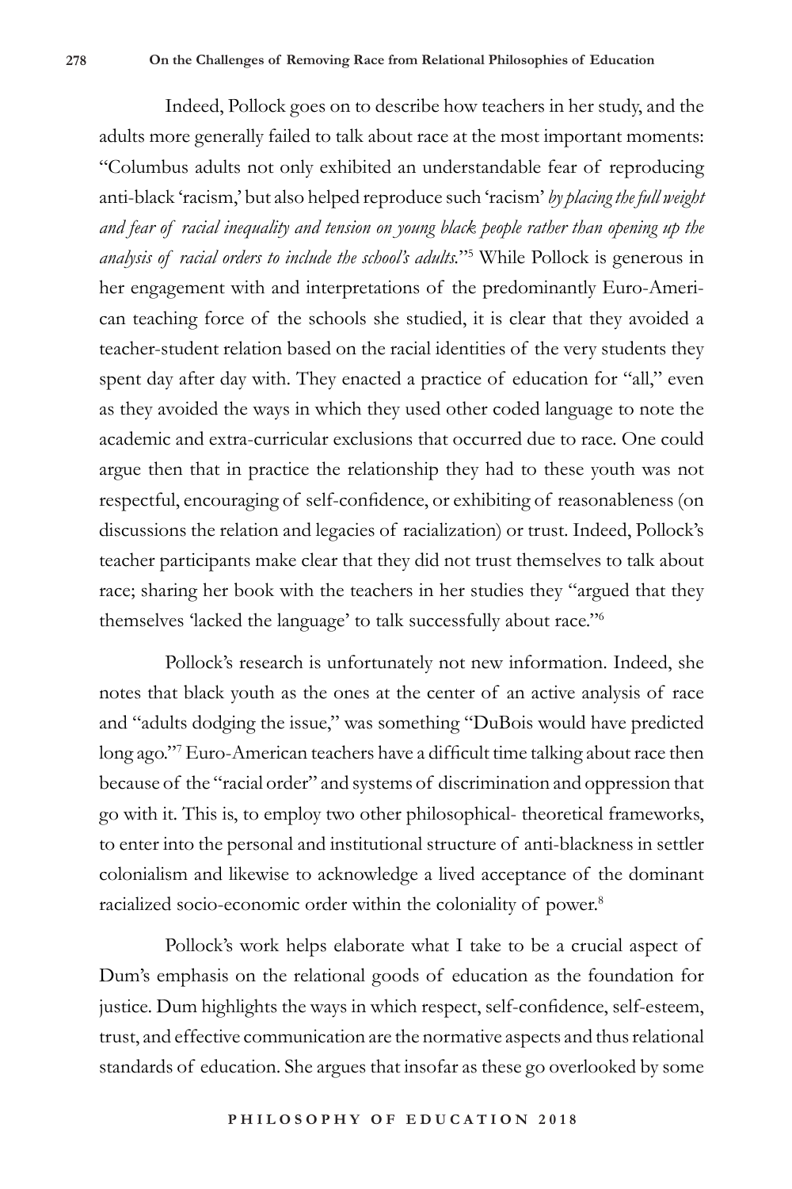Indeed, Pollock goes on to describe how teachers in her study, and the adults more generally failed to talk about race at the most important moments: "Columbus adults not only exhibited an understandable fear of reproducing anti-black 'racism,' but also helped reproduce such 'racism' *by placing the full weight and fear of racial inequality and tension on young black people rather than opening up the analysis of racial orders to include the school's adults.*"[5] While Pollock is generous in her engagement with and interpretations of the predominantly Euro-American teaching force of the schools she studied, it is clear that they avoided a teacher-student relation based on the racial identities of the very students they spent day after day with. They enacted a practice of education for "all," even as they avoided the ways in which they used other coded language to note the academic and extra-curricular exclusions that occurred due to race. One could argue then that in practice the relationship they had to these youth was not respectful, encouraging of self-confidence, or exhibiting of reasonableness (on discussions the relation and legacies of racialization) or trust. Indeed, Pollock's teacher participants make clear that they did not trust themselves to talk about race; sharing her book with the teachers in her studies they "argued that they themselves 'lacked the language' to talk successfully about race."[6]

Pollock's research is unfortunately not new information. Indeed, she notes that black youth as the ones at the center of an active analysis of race and "adults dodging the issue," was something "DuBois would have predicted long ago."[7] Euro-American teachers have a difficult time talking about race then because of the "racial order" and systems of discrimination and oppression that go with it. This is, to employ two other philosophical- theoretical frameworks, to enter into the personal and institutional structure of anti-blackness in settler colonialism and likewise to acknowledge a lived acceptance of the dominant racialized socio-economic order within the coloniality of power.[8]

Pollock's work helps elaborate what I take to be a crucial aspect of Dum's emphasis on the relational goods of education as the foundation for justice. Dum highlights the ways in which respect, self-confidence, self-esteem, trust, and effective communication are the normative aspects and thus relational standards of education. She argues that insofar as these go overlooked by some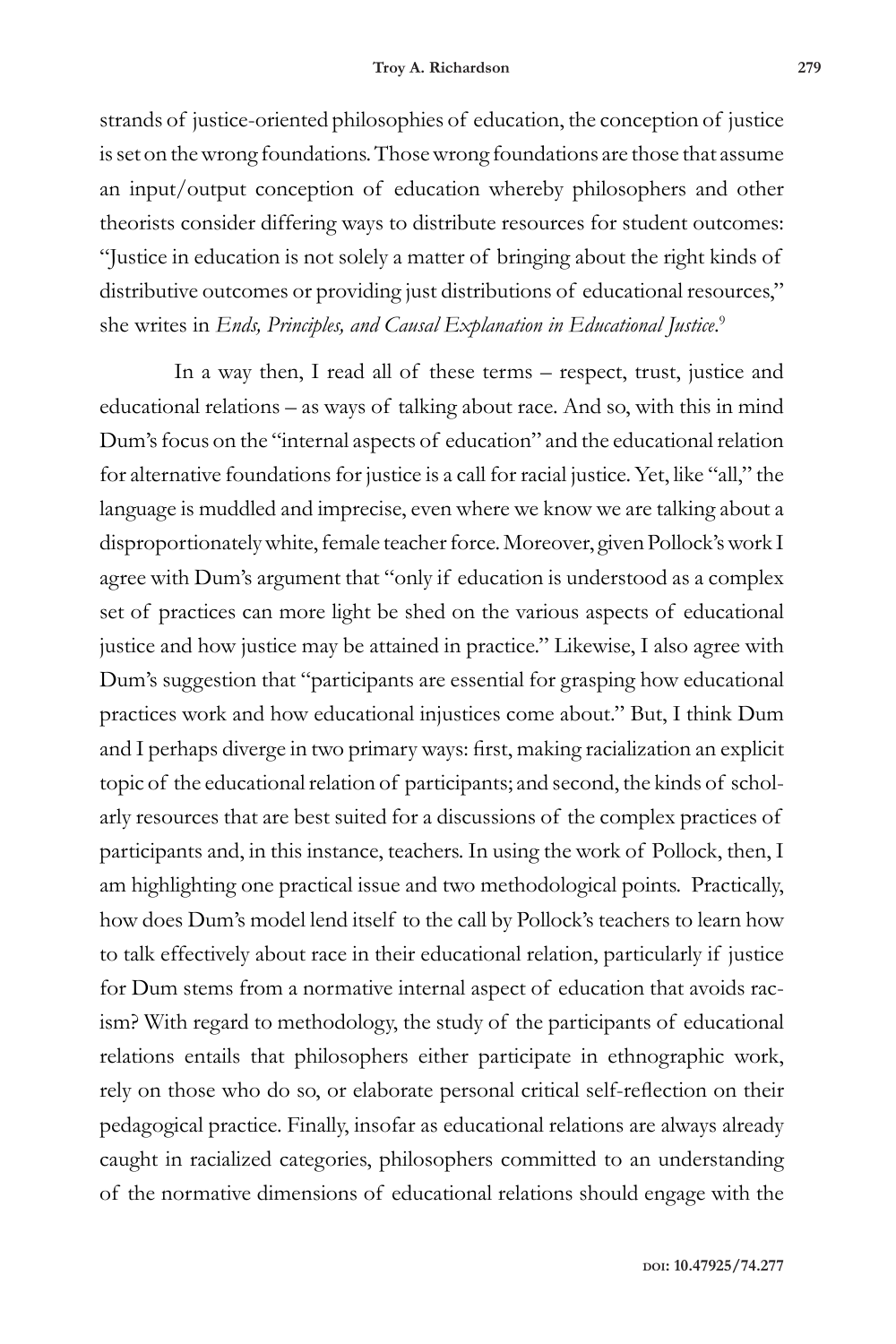strands of justice-oriented philosophies of education, the conception of justice is set on the wrong foundations. Those wrong foundations are those that assume an input/output conception of education whereby philosophers and other theorists consider differing ways to distribute resources for student outcomes: "Justice in education is not solely a matter of bringing about the right kinds of distributive outcomes or providing just distributions of educational resources," she writes in *Ends, Principles, and Causal Explanation in Educational Justice*.[9]

In a way then, I read all of these terms – respect, trust, justice and educational relations – as ways of talking about race. And so, with this in mind Dum's focus on the "internal aspects of education" and the educational relation for alternative foundations for justice is a call for racial justice. Yet, like "all," the language is muddled and imprecise, even where we know we are talking about a disproportionately white, female teacher force. Moreover, given Pollock's work I agree with Dum's argument that "only if education is understood as a complex set of practices can more light be shed on the various aspects of educational justice and how justice may be attained in practice." Likewise, I also agree with Dum's suggestion that "participants are essential for grasping how educational practices work and how educational injustices come about." But, I think Dum and I perhaps diverge in two primary ways: first, making racialization an explicit topic of the educational relation of participants; and second, the kinds of scholarly resources that are best suited for a discussions of the complex practices of participants and, in this instance, teachers. In using the work of Pollock, then, I am highlighting one practical issue and two methodological points. Practically, how does Dum's model lend itself to the call by Pollock's teachers to learn how to talk effectively about race in their educational relation, particularly if justice for Dum stems from a normative internal aspect of education that avoids racism? With regard to methodology, the study of the participants of educational relations entails that philosophers either participate in ethnographic work, rely on those who do so, or elaborate personal critical self-reflection on their pedagogical practice. Finally, insofar as educational relations are always already caught in racialized categories, philosophers committed to an understanding of the normative dimensions of educational relations should engage with the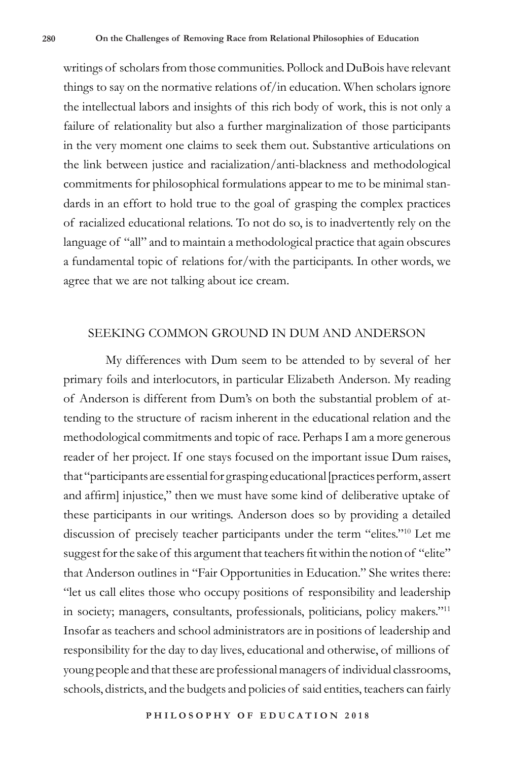writings of scholars from those communities. Pollock and DuBois have relevant things to say on the normative relations of/in education. When scholars ignore the intellectual labors and insights of this rich body of work, this is not only a failure of relationality but also a further marginalization of those participants in the very moment one claims to seek them out. Substantive articulations on the link between justice and racialization/anti-blackness and methodological commitments for philosophical formulations appear to me to be minimal standards in an effort to hold true to the goal of grasping the complex practices of racialized educational relations. To not do so, is to inadvertently rely on the language of "all" and to maintain a methodological practice that again obscures a fundamental topic of relations for/with the participants. In other words, we agree that we are not talking about ice cream.

## SEEKING COMMON GROUND IN DUM AND ANDERSON

My differences with Dum seem to be attended to by several of her primary foils and interlocutors, in particular Elizabeth Anderson. My reading of Anderson is different from Dum's on both the substantial problem of attending to the structure of racism inherent in the educational relation and the methodological commitments and topic of race. Perhaps I am a more generous reader of her project. If one stays focused on the important issue Dum raises, that "participants are essential for grasping educational [practices perform, assert and affirm] injustice," then we must have some kind of deliberative uptake of these participants in our writings. Anderson does so by providing a detailed discussion of precisely teacher participants under the term "elites."[10] Let me suggest for the sake of this argument that teachers fit within the notion of "elite" that Anderson outlines in "Fair Opportunities in Education." She writes there: "let us call elites those who occupy positions of responsibility and leadership in society; managers, consultants, professionals, politicians, policy makers."[11] Insofar as teachers and school administrators are in positions of leadership and responsibility for the day to day lives, educational and otherwise, of millions of young people and that these are professional managers of individual classrooms, schools, districts, and the budgets and policies of said entities, teachers can fairly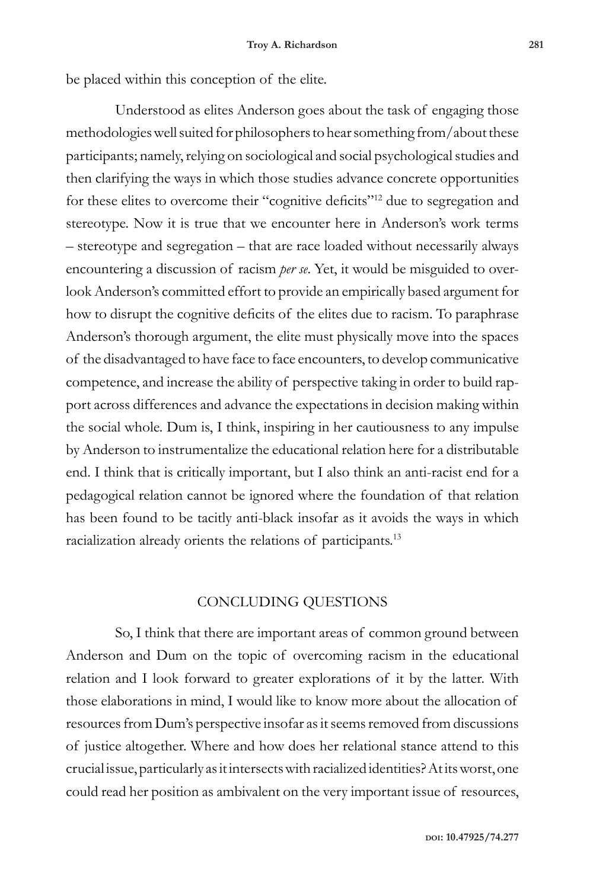be placed within this conception of the elite.

Understood as elites Anderson goes about the task of engaging those methodologies well suited for philosophers to hear something from/about these participants; namely, relying on sociological and social psychological studies and then clarifying the ways in which those studies advance concrete opportunities for these elites to overcome their "cognitive deficits"[12] due to segregation and stereotype. Now it is true that we encounter here in Anderson's work terms – stereotype and segregation – that are race loaded without necessarily always encountering a discussion of racism *per se*. Yet, it would be misguided to overlook Anderson's committed effort to provide an empirically based argument for how to disrupt the cognitive deficits of the elites due to racism. To paraphrase Anderson's thorough argument, the elite must physically move into the spaces of the disadvantaged to have face to face encounters, to develop communicative competence, and increase the ability of perspective taking in order to build rapport across differences and advance the expectations in decision making within the social whole. Dum is, I think, inspiring in her cautiousness to any impulse by Anderson to instrumentalize the educational relation here for a distributable end. I think that is critically important, but I also think an anti-racist end for a pedagogical relation cannot be ignored where the foundation of that relation has been found to be tacitly anti-black insofar as it avoids the ways in which racialization already orients the relations of participants.[13]

## CONCLUDING QUESTIONS

So, I think that there are important areas of common ground between Anderson and Dum on the topic of overcoming racism in the educational relation and I look forward to greater explorations of it by the latter. With those elaborations in mind, I would like to know more about the allocation of resources from Dum's perspective insofar as it seems removed from discussions of justice altogether. Where and how does her relational stance attend to this crucial issue, particularly as it intersects with racialized identities? At its worst, one could read her position as ambivalent on the very important issue of resources,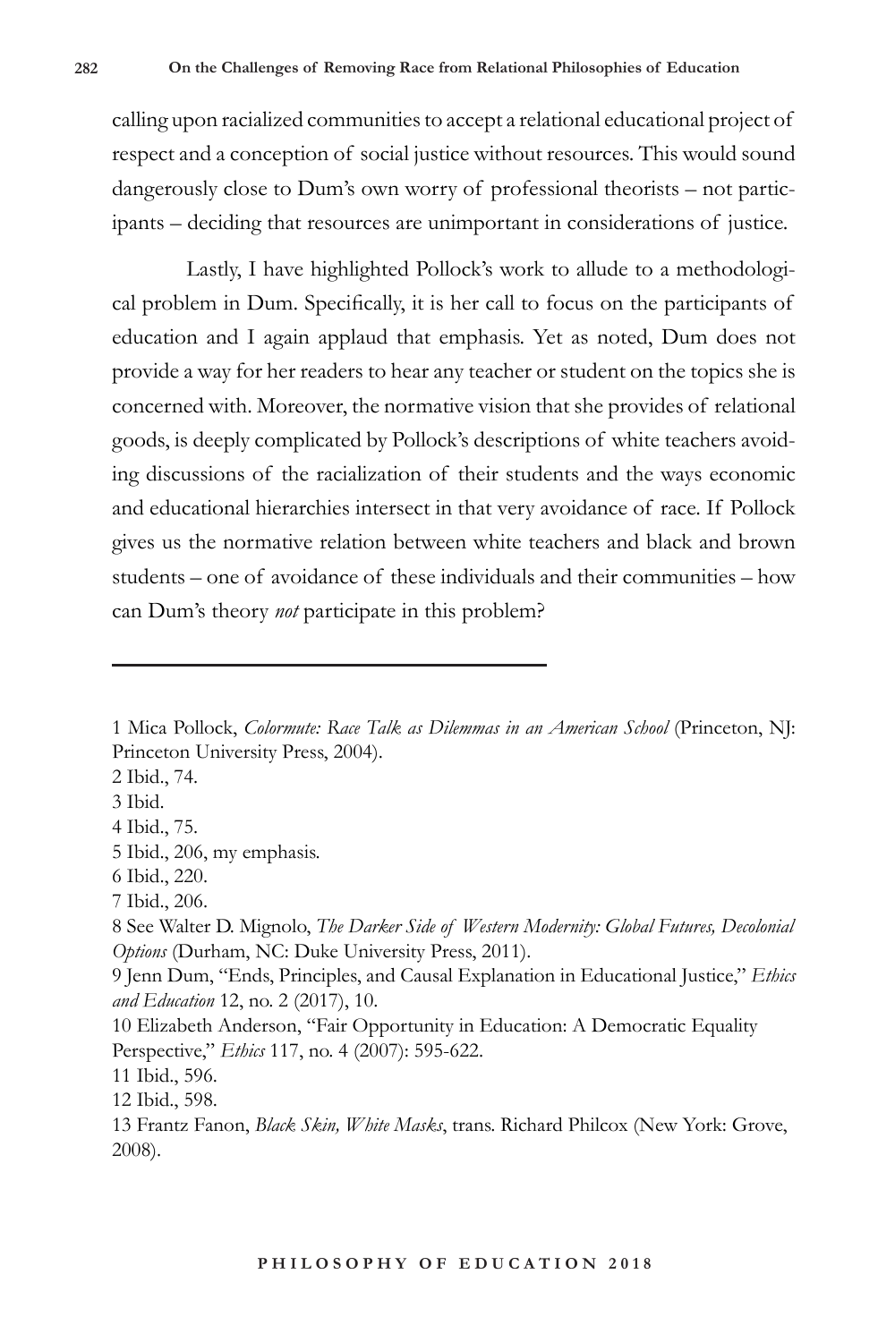calling upon racialized communities to accept a relational educational project of respect and a conception of social justice without resources. This would sound dangerously close to Dum's own worry of professional theorists – not participants – deciding that resources are unimportant in considerations of justice.

Lastly, I have highlighted Pollock's work to allude to a methodological problem in Dum. Specifically, it is her call to focus on the participants of education and I again applaud that emphasis. Yet as noted, Dum does not provide a way for her readers to hear any teacher or student on the topics she is concerned with. Moreover, the normative vision that she provides of relational goods, is deeply complicated by Pollock's descriptions of white teachers avoiding discussions of the racialization of their students and the ways economic and educational hierarchies intersect in that very avoidance of race. If Pollock gives us the normative relation between white teachers and black and brown students – one of avoidance of these individuals and their communities – how can Dum's theory *not* participate in this problem?

---

1 Mica Pollock, *Colormute: Race Talk as Dilemmas in an American School* (Princeton, NJ: Princeton University Press, 2004).

2 Ibid., 74.

3 Ibid.

4 Ibid., 75.

5 Ibid., 206, my emphasis.

6 Ibid., 220.

7 Ibid., 206.

8 See Walter D. Mignolo, *The Darker Side of Western Modernity: Global Futures, Decolonial Options* (Durham, NC: Duke University Press, 2011).

9 Jenn Dum, "Ends, Principles, and Causal Explanation in Educational Justice," *Ethics and Education* 12, no. 2 (2017), 10.

10 Elizabeth Anderson, "Fair Opportunity in Education: A Democratic Equality Perspective," *Ethics* 117, no. 4 (2007): 595-622.

11 Ibid., 596.

12 Ibid., 598.

13 Frantz Fanon, *Black Skin, White Masks*, trans. Richard Philcox (New York: Grove, 2008).